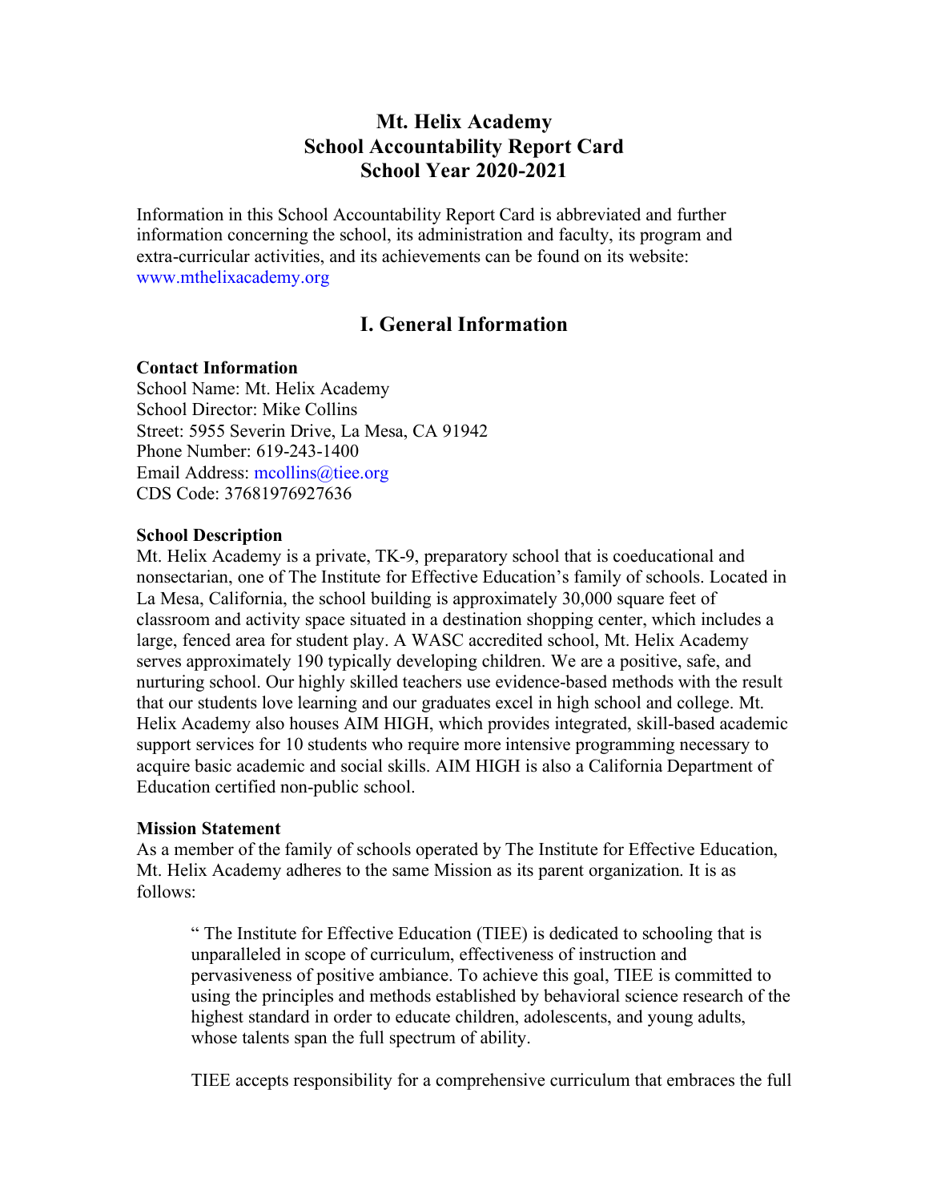# Mt. Helix Academy
# School Accountability Report Card
# School Year 2020-2021

Information in this School Accountability Report Card is abbreviated and further information concerning the school, its administration and faculty, its program and extra-curricular activities, and its achievements can be found on its website: www.mthelixacademy.org

## I. General Information

**Contact Information**
School Name: Mt. Helix Academy
School Director: Mike Collins
Street: 5955 Severin Drive, La Mesa, CA 91942
Phone Number: 619-243-1400
Email Address: mcollins@tiee.org
CDS Code: 37681976927636

**School Description**
Mt. Helix Academy is a private, TK-9, preparatory school that is coeducational and nonsectarian, one of The Institute for Effective Education's family of schools. Located in La Mesa, California, the school building is approximately 30,000 square feet of classroom and activity space situated in a destination shopping center, which includes a large, fenced area for student play. A WASC accredited school, Mt. Helix Academy serves approximately 190 typically developing children. We are a positive, safe, and nurturing school. Our highly skilled teachers use evidence-based methods with the result that our students love learning and our graduates excel in high school and college. Mt. Helix Academy also houses AIM HIGH, which provides integrated, skill-based academic support services for 10 students who require more intensive programming necessary to acquire basic academic and social skills. AIM HIGH is also a California Department of Education certified non-public school.

**Mission Statement**
As a member of the family of schools operated by The Institute for Effective Education, Mt. Helix Academy adheres to the same Mission as its parent organization. It is as follows:

> " The Institute for Effective Education (TIEE) is dedicated to schooling that is unparalleled in scope of curriculum, effectiveness of instruction and pervasiveness of positive ambiance. To achieve this goal, TIEE is committed to using the principles and methods established by behavioral science research of the highest standard in order to educate children, adolescents, and young adults, whose talents span the full spectrum of ability.
>
> TIEE accepts responsibility for a comprehensive curriculum that embraces the full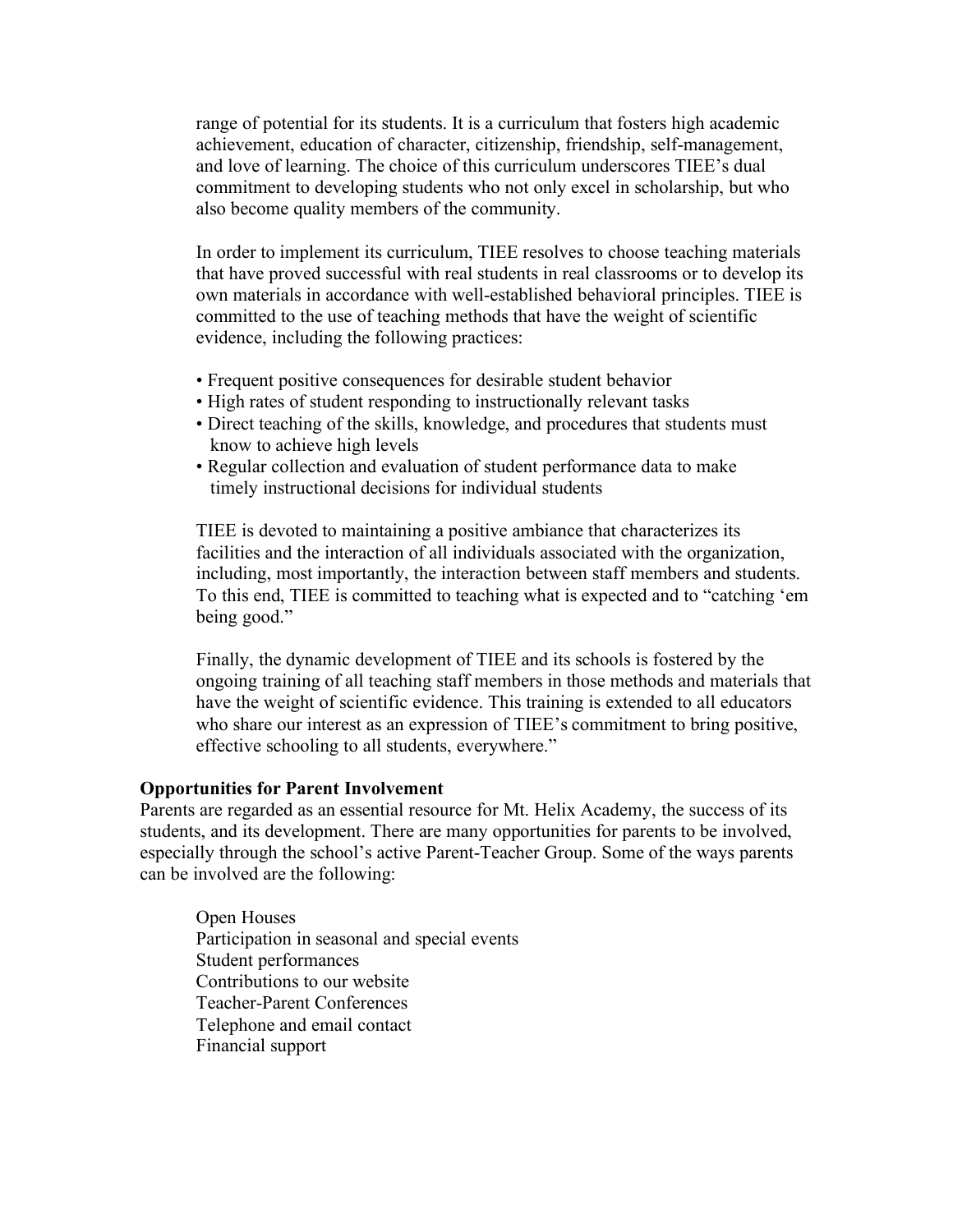range of potential for its students. It is a curriculum that fosters high academic achievement, education of character, citizenship, friendship, self-management, and love of learning. The choice of this curriculum underscores TIEE's dual commitment to developing students who not only excel in scholarship, but who also become quality members of the community.

In order to implement its curriculum, TIEE resolves to choose teaching materials that have proved successful with real students in real classrooms or to develop its own materials in accordance with well-established behavioral principles. TIEE is committed to the use of teaching methods that have the weight of scientific evidence, including the following practices:

- Frequent positive consequences for desirable student behavior
- High rates of student responding to instructionally relevant tasks
- Direct teaching of the skills, knowledge, and procedures that students must know to achieve high levels
- Regular collection and evaluation of student performance data to make timely instructional decisions for individual students

TIEE is devoted to maintaining a positive ambiance that characterizes its facilities and the interaction of all individuals associated with the organization, including, most importantly, the interaction between staff members and students. To this end, TIEE is committed to teaching what is expected and to "catching 'em being good."

Finally, the dynamic development of TIEE and its schools is fostered by the ongoing training of all teaching staff members in those methods and materials that have the weight of scientific evidence. This training is extended to all educators who share our interest as an expression of TIEE's commitment to bring positive, effective schooling to all students, everywhere."

**Opportunities for Parent Involvement**

Parents are regarded as an essential resource for Mt. Helix Academy, the success of its students, and its development. There are many opportunities for parents to be involved, especially through the school's active Parent-Teacher Group. Some of the ways parents can be involved are the following:

Open Houses
Participation in seasonal and special events
Student performances
Contributions to our website
Teacher-Parent Conferences
Telephone and email contact
Financial support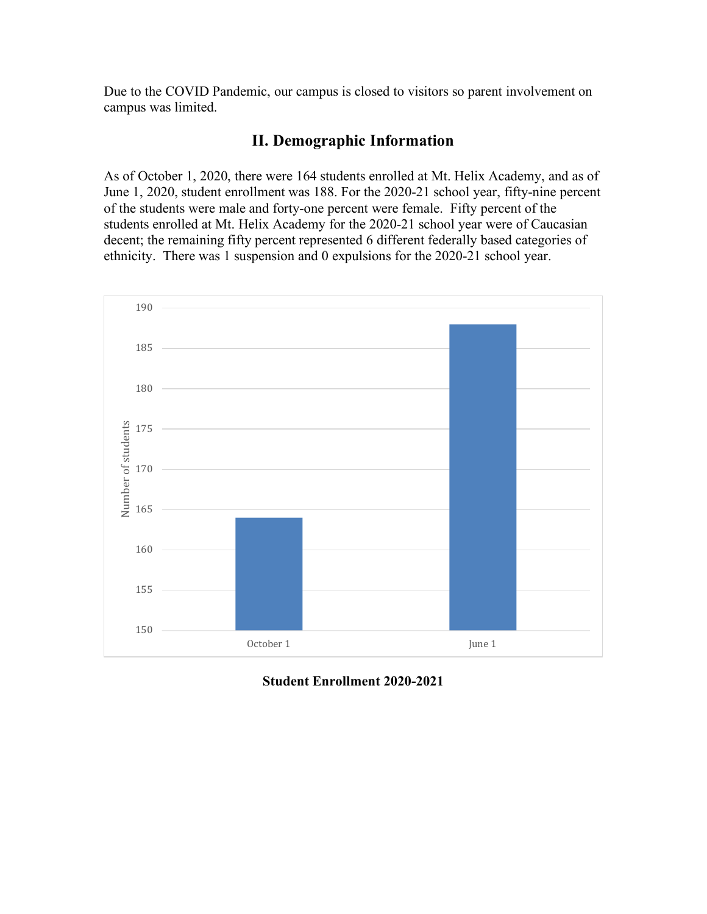Due to the COVID Pandemic, our campus is closed to visitors so parent involvement on campus was limited.

## II. Demographic Information

As of October 1, 2020, there were 164 students enrolled at Mt. Helix Academy, and as of June 1, 2020, student enrollment was 188. For the 2020-21 school year, fifty-nine percent of the students were male and forty-one percent were female. Fifty percent of the students enrolled at Mt. Helix Academy for the 2020-21 school year were of Caucasian decent; the remaining fifty percent represented 6 different federally based categories of ethnicity. There was 1 suspension and 0 expulsions for the 2020-21 school year.

| | Number of students |
|---|---|
| October 1 | 164 |
| June 1 | 188 |

**Student Enrollment 2020-2021**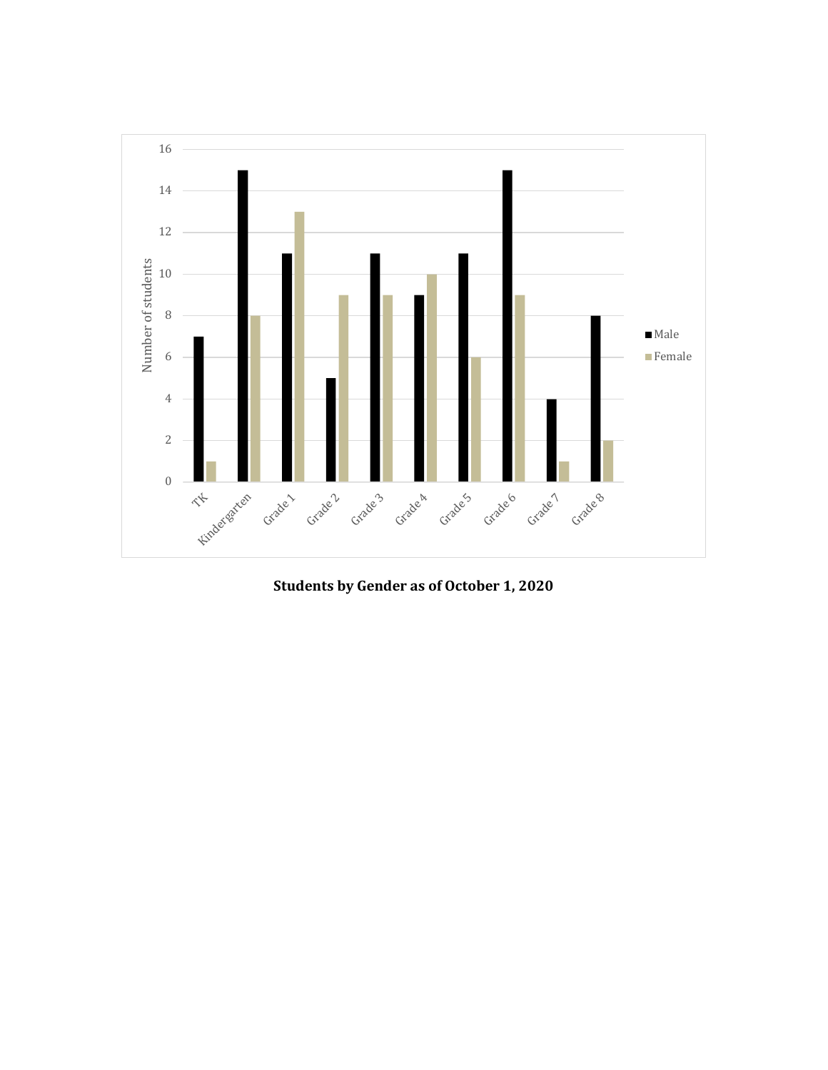| Grade | Male | Female |
|---|---|---|
| TK | 7 | 1 |
| Kindergarten | 15 | 8 |
| Grade 1 | 11 | 13 |
| Grade 2 | 5 | 9 |
| Grade 3 | 11 | 9 |
| Grade 4 | 9 | 10 |
| Grade 5 | 11 | 6 |
| Grade 6 | 15 | 9 |
| Grade 7 | 4 | 1 |
| Grade 8 | 8 | 2 |

**Students by Gender as of October 1, 2020**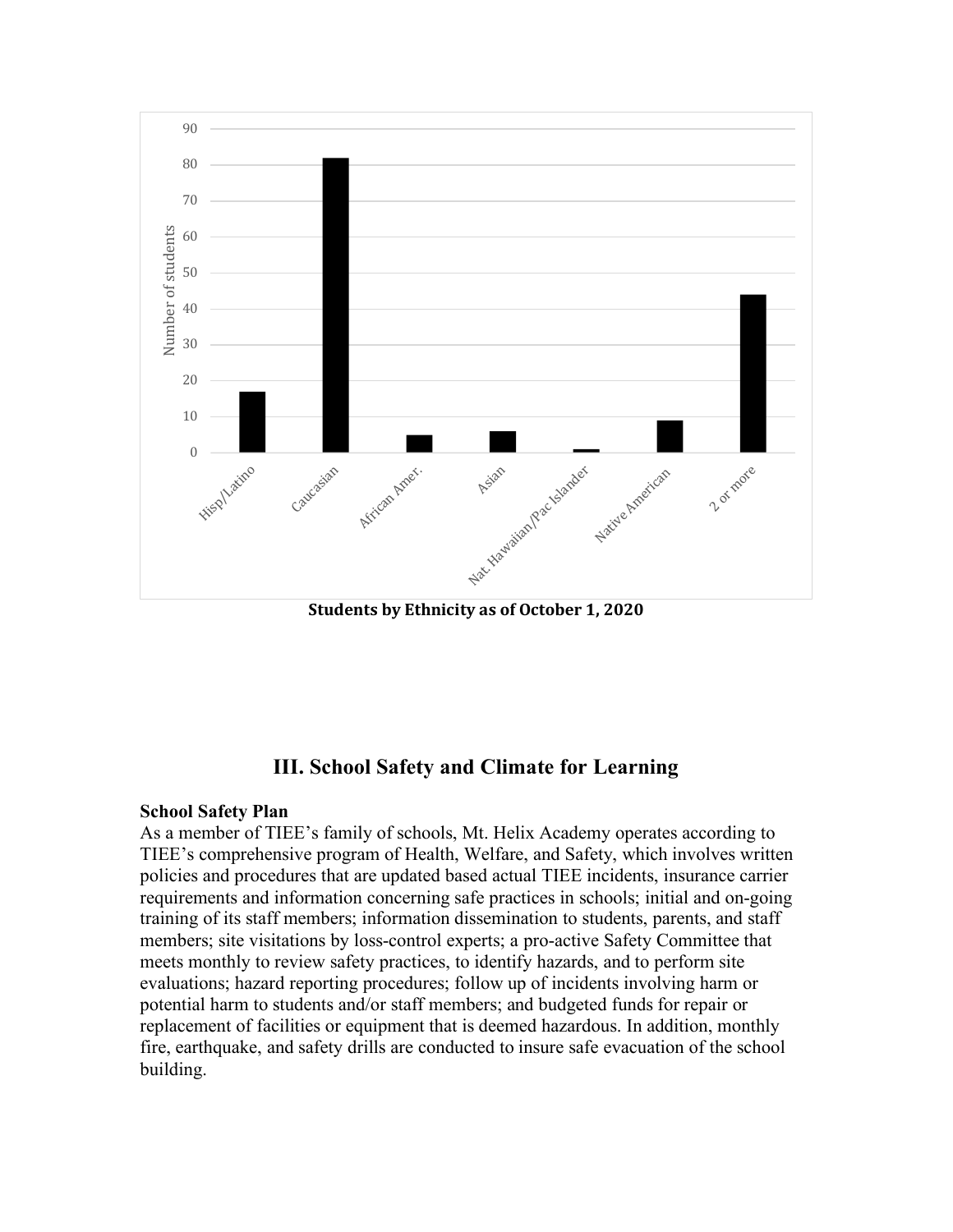Students by Ethnicity as of October 1, 2020

## III. School Safety and Climate for Learning

**School Safety Plan**

As a member of TIEE's family of schools, Mt. Helix Academy operates according to TIEE's comprehensive program of Health, Welfare, and Safety, which involves written policies and procedures that are updated based actual TIEE incidents, insurance carrier requirements and information concerning safe practices in schools; initial and on-going training of its staff members; information dissemination to students, parents, and staff members; site visitations by loss-control experts; a pro-active Safety Committee that meets monthly to review safety practices, to identify hazards, and to perform site evaluations; hazard reporting procedures; follow up of incidents involving harm or potential harm to students and/or staff members; and budgeted funds for repair or replacement of facilities or equipment that is deemed hazardous. In addition, monthly fire, earthquake, and safety drills are conducted to insure safe evacuation of the school building.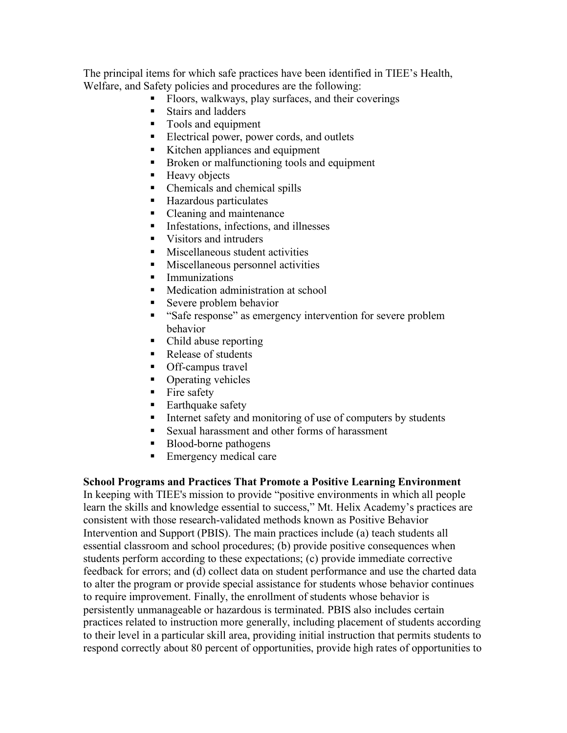The principal items for which safe practices have been identified in TIEE's Health, Welfare, and Safety policies and procedures are the following:

- Floors, walkways, play surfaces, and their coverings
- Stairs and ladders
- Tools and equipment
- Electrical power, power cords, and outlets
- Kitchen appliances and equipment
- Broken or malfunctioning tools and equipment
- Heavy objects
- Chemicals and chemical spills
- Hazardous particulates
- Cleaning and maintenance
- Infestations, infections, and illnesses
- Visitors and intruders
- Miscellaneous student activities
- Miscellaneous personnel activities
- Immunizations
- Medication administration at school
- Severe problem behavior
- "Safe response" as emergency intervention for severe problem behavior
- Child abuse reporting
- Release of students
- Off-campus travel
- Operating vehicles
- Fire safety
- Earthquake safety
- Internet safety and monitoring of use of computers by students
- Sexual harassment and other forms of harassment
- Blood-borne pathogens
- Emergency medical care

**School Programs and Practices That Promote a Positive Learning Environment**

In keeping with TIEE's mission to provide "positive environments in which all people learn the skills and knowledge essential to success," Mt. Helix Academy's practices are consistent with those research-validated methods known as Positive Behavior Intervention and Support (PBIS). The main practices include (a) teach students all essential classroom and school procedures; (b) provide positive consequences when students perform according to these expectations; (c) provide immediate corrective feedback for errors; and (d) collect data on student performance and use the charted data to alter the program or provide special assistance for students whose behavior continues to require improvement. Finally, the enrollment of students whose behavior is persistently unmanageable or hazardous is terminated. PBIS also includes certain practices related to instruction more generally, including placement of students according to their level in a particular skill area, providing initial instruction that permits students to respond correctly about 80 percent of opportunities, provide high rates of opportunities to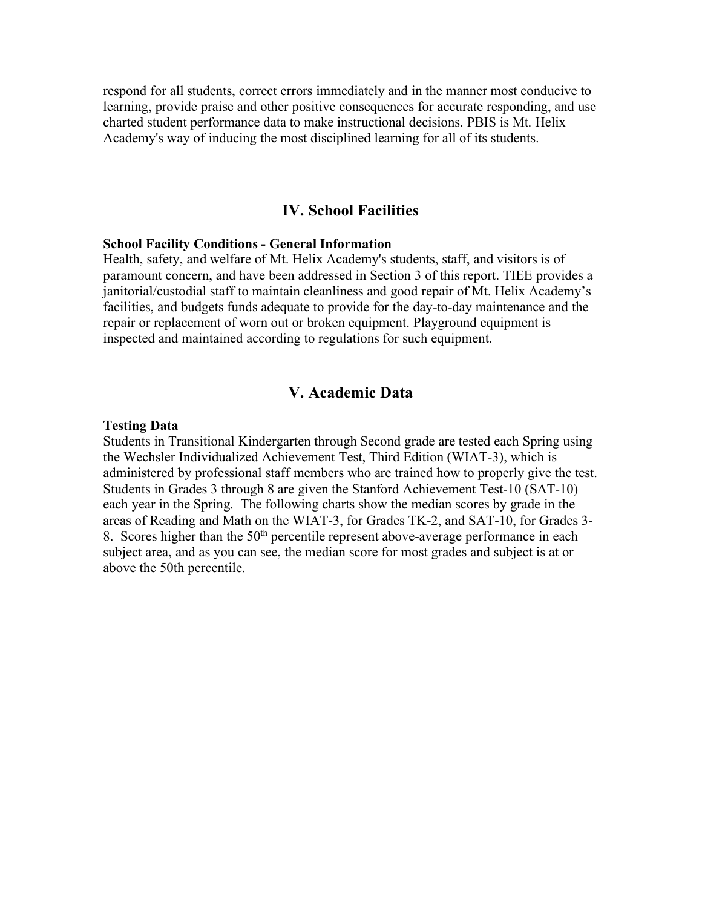respond for all students, correct errors immediately and in the manner most conducive to learning, provide praise and other positive consequences for accurate responding, and use charted student performance data to make instructional decisions. PBIS is Mt. Helix Academy's way of inducing the most disciplined learning for all of its students.

## IV. School Facilities

**School Facility Conditions - General Information**

Health, safety, and welfare of Mt. Helix Academy's students, staff, and visitors is of paramount concern, and have been addressed in Section 3 of this report. TIEE provides a janitorial/custodial staff to maintain cleanliness and good repair of Mt. Helix Academy's facilities, and budgets funds adequate to provide for the day-to-day maintenance and the repair or replacement of worn out or broken equipment. Playground equipment is inspected and maintained according to regulations for such equipment.

## V. Academic Data

**Testing Data**

Students in Transitional Kindergarten through Second grade are tested each Spring using the Wechsler Individualized Achievement Test, Third Edition (WIAT-3), which is administered by professional staff members who are trained how to properly give the test. Students in Grades 3 through 8 are given the Stanford Achievement Test-10 (SAT-10) each year in the Spring. The following charts show the median scores by grade in the areas of Reading and Math on the WIAT-3, for Grades TK-2, and SAT-10, for Grades 3-8. Scores higher than the 50th percentile represent above-average performance in each subject area, and as you can see, the median score for most grades and subject is at or above the 50th percentile.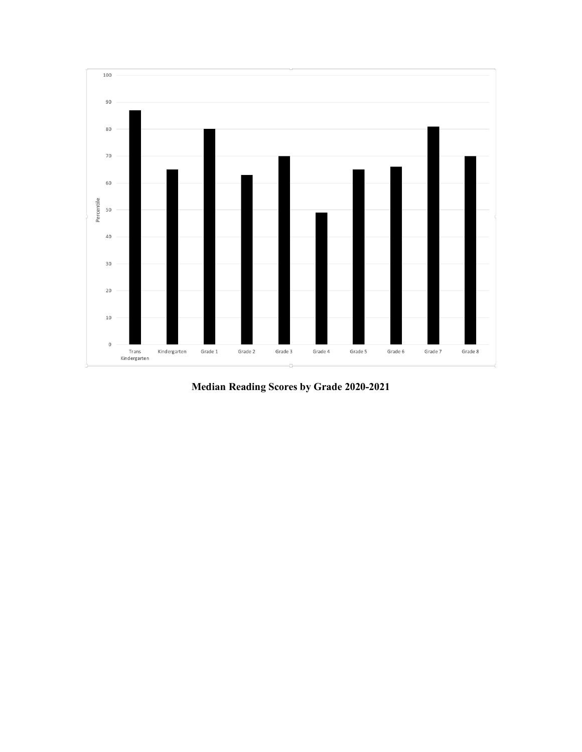**Median Reading Scores by Grade 2020-2021**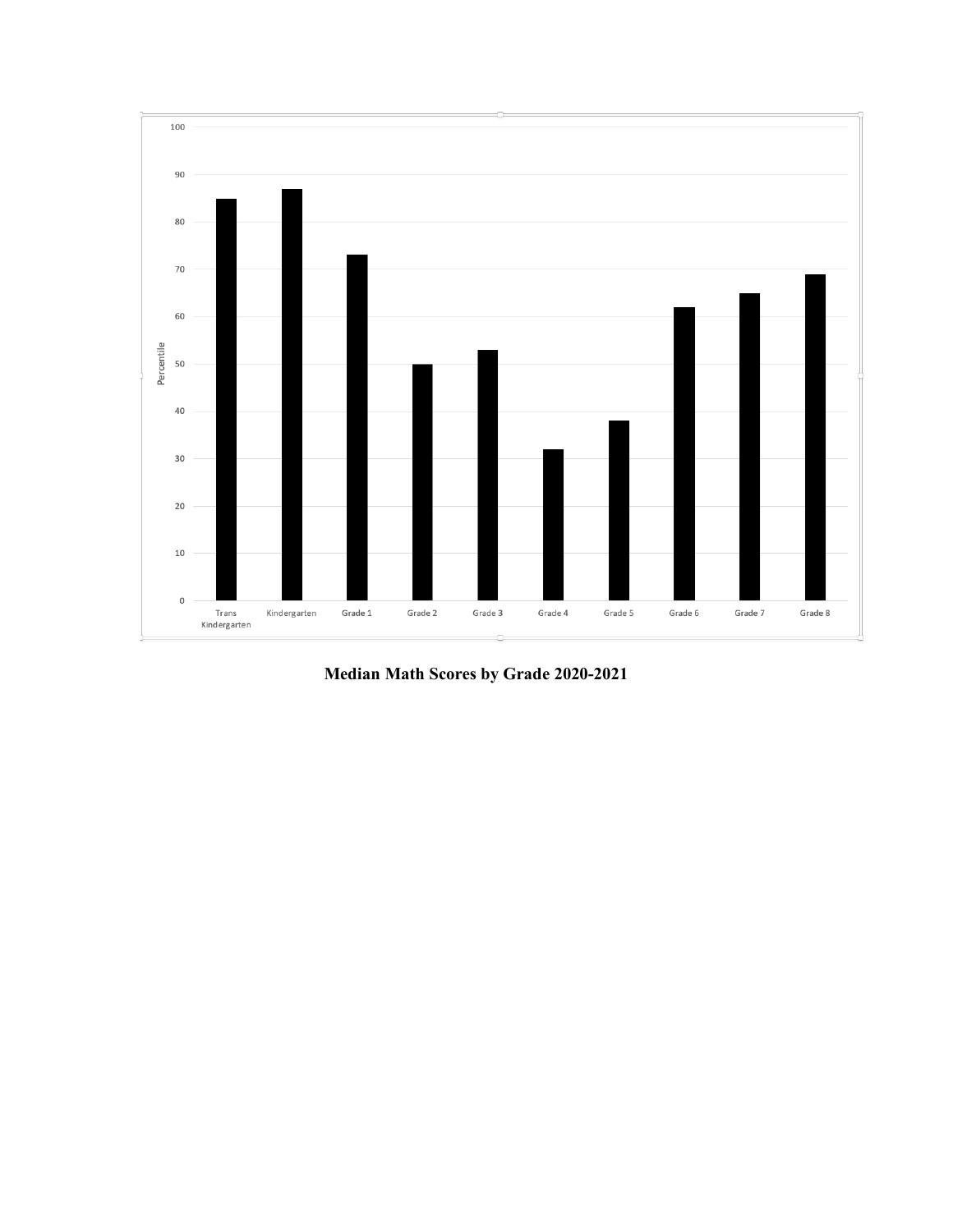**Median Math Scores by Grade 2020-2021**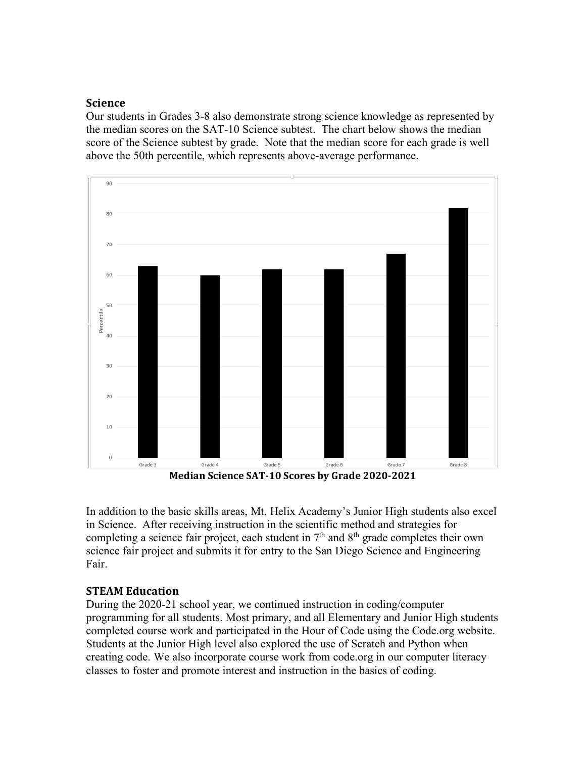## Science

Our students in Grades 3-8 also demonstrate strong science knowledge as represented by the median scores on the SAT-10 Science subtest. The chart below shows the median score of the Science subtest by grade. Note that the median score for each grade is well above the 50th percentile, which represents above-average performance.

**Median Science SAT-10 Scores by Grade 2020-2021**

In addition to the basic skills areas, Mt. Helix Academy's Junior High students also excel in Science. After receiving instruction in the scientific method and strategies for completing a science fair project, each student in 7th and 8th grade completes their own science fair project and submits it for entry to the San Diego Science and Engineering Fair.

## STEAM Education

During the 2020-21 school year, we continued instruction in coding/computer programming for all students. Most primary, and all Elementary and Junior High students completed course work and participated in the Hour of Code using the Code.org website. Students at the Junior High level also explored the use of Scratch and Python when creating code. We also incorporate course work from code.org in our computer literacy classes to foster and promote interest and instruction in the basics of coding.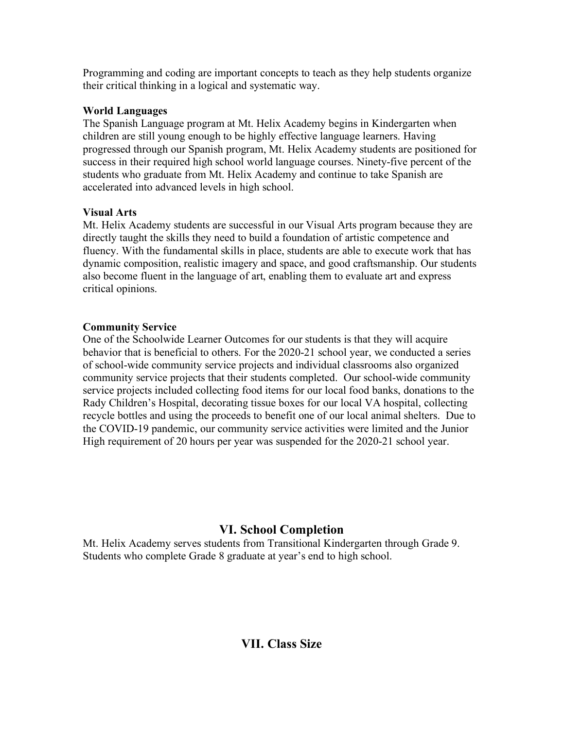Programming and coding are important concepts to teach as they help students organize their critical thinking in a logical and systematic way.

**World Languages**

The Spanish Language program at Mt. Helix Academy begins in Kindergarten when children are still young enough to be highly effective language learners. Having progressed through our Spanish program, Mt. Helix Academy students are positioned for success in their required high school world language courses. Ninety-five percent of the students who graduate from Mt. Helix Academy and continue to take Spanish are accelerated into advanced levels in high school.

**Visual Arts**

Mt. Helix Academy students are successful in our Visual Arts program because they are directly taught the skills they need to build a foundation of artistic competence and fluency. With the fundamental skills in place, students are able to execute work that has dynamic composition, realistic imagery and space, and good craftsmanship. Our students also become fluent in the language of art, enabling them to evaluate art and express critical opinions.

**Community Service**

One of the Schoolwide Learner Outcomes for our students is that they will acquire behavior that is beneficial to others. For the 2020-21 school year, we conducted a series of school-wide community service projects and individual classrooms also organized community service projects that their students completed. Our school-wide community service projects included collecting food items for our local food banks, donations to the Rady Children's Hospital, decorating tissue boxes for our local VA hospital, collecting recycle bottles and using the proceeds to benefit one of our local animal shelters. Due to the COVID-19 pandemic, our community service activities were limited and the Junior High requirement of 20 hours per year was suspended for the 2020-21 school year.

## VI. School Completion

Mt. Helix Academy serves students from Transitional Kindergarten through Grade 9. Students who complete Grade 8 graduate at year's end to high school.

## VII. Class Size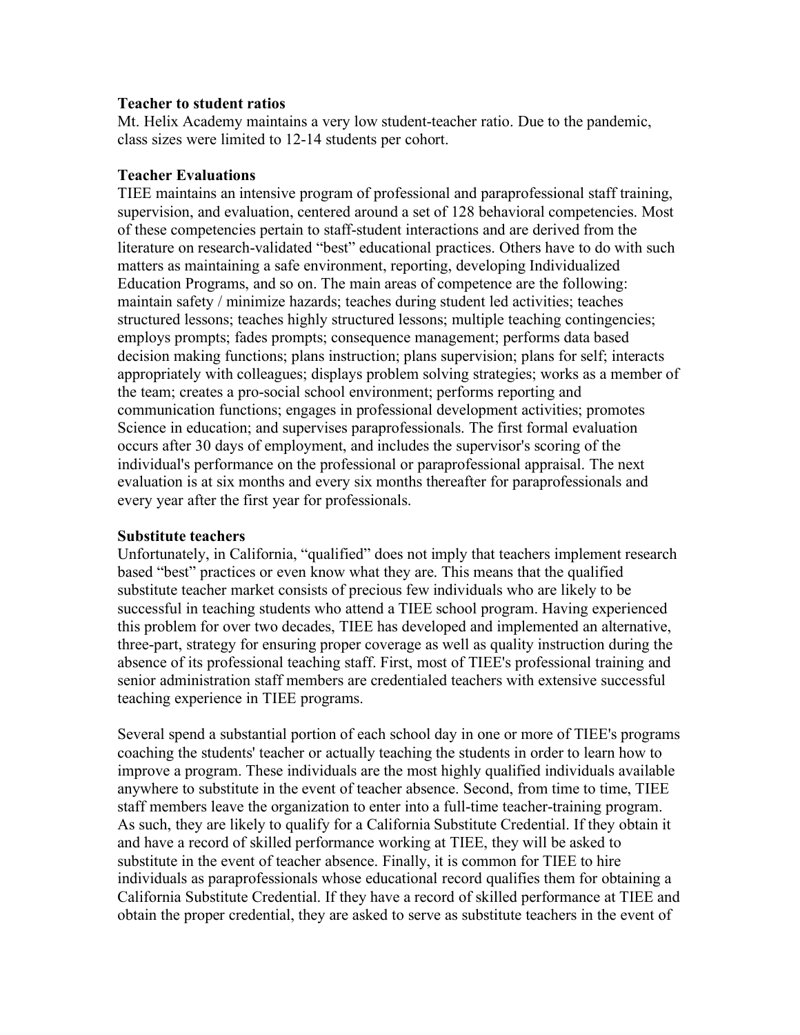**Teacher to student ratios**

Mt. Helix Academy maintains a very low student-teacher ratio. Due to the pandemic, class sizes were limited to 12-14 students per cohort.

**Teacher Evaluations**

TIEE maintains an intensive program of professional and paraprofessional staff training, supervision, and evaluation, centered around a set of 128 behavioral competencies. Most of these competencies pertain to staff-student interactions and are derived from the literature on research-validated "best" educational practices. Others have to do with such matters as maintaining a safe environment, reporting, developing Individualized Education Programs, and so on. The main areas of competence are the following: maintain safety / minimize hazards; teaches during student led activities; teaches structured lessons; teaches highly structured lessons; multiple teaching contingencies; employs prompts; fades prompts; consequence management; performs data based decision making functions; plans instruction; plans supervision; plans for self; interacts appropriately with colleagues; displays problem solving strategies; works as a member of the team; creates a pro-social school environment; performs reporting and communication functions; engages in professional development activities; promotes Science in education; and supervises paraprofessionals. The first formal evaluation occurs after 30 days of employment, and includes the supervisor's scoring of the individual's performance on the professional or paraprofessional appraisal. The next evaluation is at six months and every six months thereafter for paraprofessionals and every year after the first year for professionals.

**Substitute teachers**

Unfortunately, in California, "qualified" does not imply that teachers implement research based "best" practices or even know what they are. This means that the qualified substitute teacher market consists of precious few individuals who are likely to be successful in teaching students who attend a TIEE school program. Having experienced this problem for over two decades, TIEE has developed and implemented an alternative, three-part, strategy for ensuring proper coverage as well as quality instruction during the absence of its professional teaching staff. First, most of TIEE's professional training and senior administration staff members are credentialed teachers with extensive successful teaching experience in TIEE programs.

Several spend a substantial portion of each school day in one or more of TIEE's programs coaching the students' teacher or actually teaching the students in order to learn how to improve a program. These individuals are the most highly qualified individuals available anywhere to substitute in the event of teacher absence. Second, from time to time, TIEE staff members leave the organization to enter into a full-time teacher-training program. As such, they are likely to qualify for a California Substitute Credential. If they obtain it and have a record of skilled performance working at TIEE, they will be asked to substitute in the event of teacher absence. Finally, it is common for TIEE to hire individuals as paraprofessionals whose educational record qualifies them for obtaining a California Substitute Credential. If they have a record of skilled performance at TIEE and obtain the proper credential, they are asked to serve as substitute teachers in the event of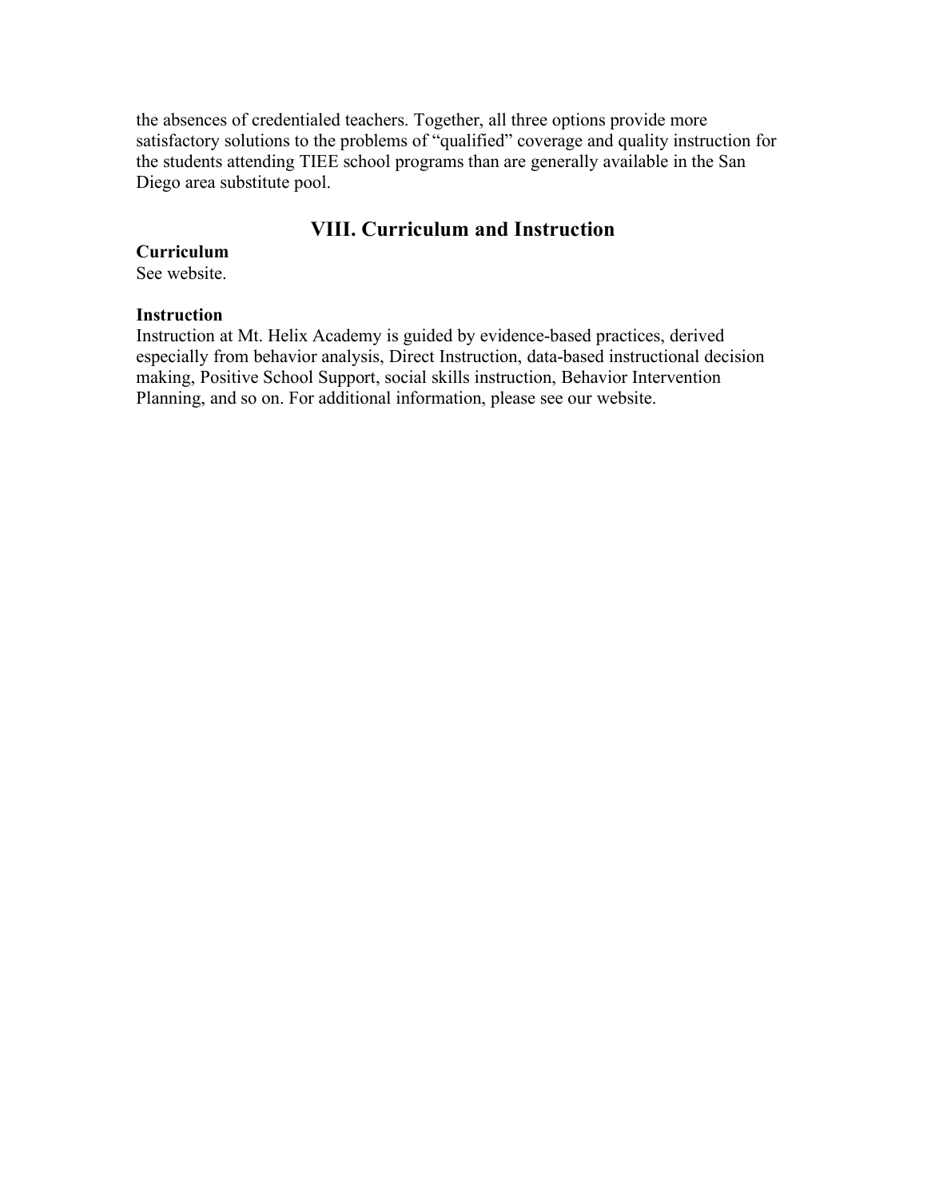the absences of credentialed teachers. Together, all three options provide more satisfactory solutions to the problems of "qualified" coverage and quality instruction for the students attending TIEE school programs than are generally available in the San Diego area substitute pool.

## VIII. Curriculum and Instruction

**Curriculum**

See website.

**Instruction**

Instruction at Mt. Helix Academy is guided by evidence-based practices, derived especially from behavior analysis, Direct Instruction, data-based instructional decision making, Positive School Support, social skills instruction, Behavior Intervention Planning, and so on. For additional information, please see our website.